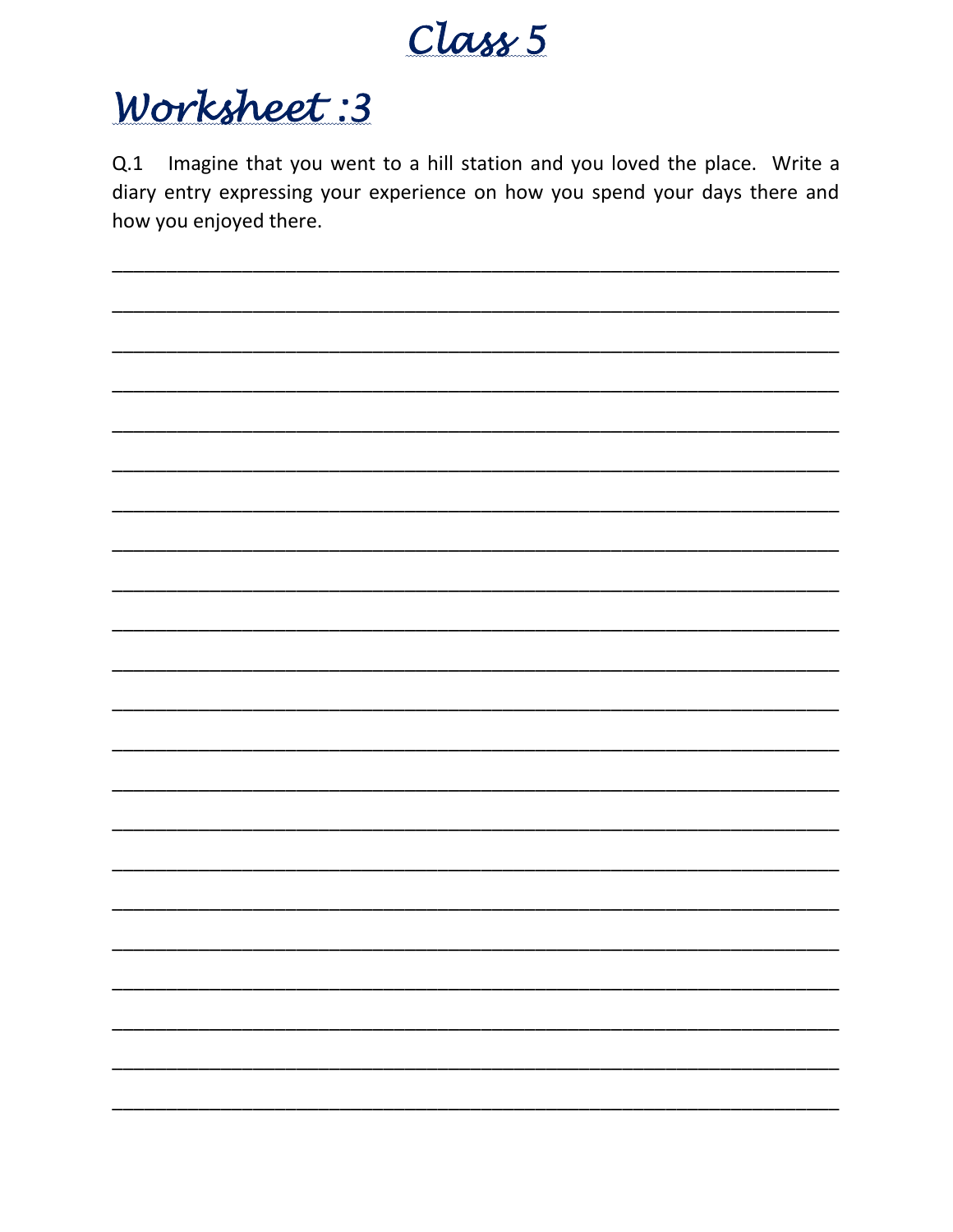# Class 5

## Worksheet :3

Q.1 Imagine that you went to a hill station and you loved the place. Write a diary entry expressing your experience on how you spend your days there and how you enjoyed there.

\_\_\_\_\_\_\_\_\_\_\_\_\_\_\_\_\_\_\_\_\_\_\_\_\_\_\_\_\_\_\_\_\_\_\_\_\_\_\_\_\_\_\_\_\_\_\_\_\_\_\_\_\_\_\_\_\_\_\_\_\_\_\_\_\_\_

\_\_\_\_\_\_\_\_\_\_\_\_\_\_\_\_\_\_\_\_\_\_\_\_\_\_\_\_\_\_\_\_\_\_\_\_\_\_\_\_\_\_\_\_\_\_\_\_\_\_\_\_\_\_\_\_\_\_\_\_\_\_\_\_\_\_

\_\_\_\_\_\_\_\_\_\_\_\_\_\_\_\_\_\_\_\_\_\_\_\_\_\_\_\_\_\_\_\_\_\_\_\_\_\_\_\_\_\_\_\_\_\_\_\_\_\_\_\_\_\_\_\_\_\_\_\_\_\_\_\_\_\_

\_\_\_\_\_\_\_\_\_\_\_\_\_\_\_\_\_\_\_\_\_\_\_\_\_\_\_\_\_\_\_\_\_\_\_\_\_\_\_\_\_\_\_\_\_\_\_\_\_\_\_\_\_\_\_\_\_\_\_\_\_\_\_\_\_\_

\_\_\_\_\_\_\_\_\_\_\_\_\_\_\_\_\_\_\_\_\_\_\_\_\_\_\_\_\_\_\_\_\_\_\_\_\_\_\_\_\_\_\_\_\_\_\_\_\_\_\_\_\_\_\_\_\_\_\_\_\_\_\_\_\_\_

\_\_\_\_\_\_\_\_\_\_\_\_\_\_\_\_\_\_\_\_\_\_\_\_\_\_\_\_\_\_\_\_\_\_\_\_\_\_\_\_\_\_\_\_\_\_\_\_\_\_\_\_\_\_\_\_\_\_\_\_\_\_\_\_\_\_

\_\_\_\_\_\_\_\_\_\_\_\_\_\_\_\_\_\_\_\_\_\_\_\_\_\_\_\_\_\_\_\_\_\_\_\_\_\_\_\_\_\_\_\_\_\_\_\_\_\_\_\_\_\_\_\_\_\_\_\_\_\_\_\_\_\_

\_\_\_\_\_\_\_\_\_\_\_\_\_\_\_\_\_\_\_\_\_\_\_\_\_\_\_\_\_\_\_\_\_\_\_\_\_\_\_\_\_\_\_\_\_\_\_\_\_\_\_\_\_\_\_\_\_\_\_\_\_\_\_\_\_\_

\_\_\_\_\_\_\_\_\_\_\_\_\_\_\_\_\_\_\_\_\_\_\_\_\_\_\_\_\_\_\_\_\_\_\_\_\_\_\_\_\_\_\_\_\_\_\_\_\_\_\_\_\_\_\_\_\_\_\_\_\_\_\_\_\_\_

\_\_\_\_\_\_\_\_\_\_\_\_\_\_\_\_\_\_\_\_\_\_\_\_\_\_\_\_\_\_\_\_\_\_\_\_\_\_\_\_\_\_\_\_\_\_\_\_\_\_\_\_\_\_\_\_\_\_\_\_\_\_\_\_\_\_

\_\_\_\_\_\_\_\_\_\_\_\_\_\_\_\_\_\_\_\_\_\_\_\_\_\_\_\_\_\_\_\_\_\_\_\_\_\_\_\_\_\_\_\_\_\_\_\_\_\_\_\_\_\_\_\_\_\_\_\_\_\_\_\_\_\_

\_\_\_\_\_\_\_\_\_\_\_\_\_\_\_\_\_\_\_\_\_\_\_\_\_\_\_\_\_\_\_\_\_\_\_\_\_\_\_\_\_\_\_\_\_\_\_\_\_\_\_\_\_\_\_\_\_\_\_\_\_\_\_\_\_\_

\_\_\_\_\_\_\_\_\_\_\_\_\_\_\_\_\_\_\_\_\_\_\_\_\_\_\_\_\_\_\_\_\_\_\_\_\_\_\_\_\_\_\_\_\_\_\_\_\_\_\_\_\_\_\_\_\_\_\_\_\_\_\_\_\_\_

\_\_\_\_\_\_\_\_\_\_\_\_\_\_\_\_\_\_\_\_\_\_\_\_\_\_\_\_\_\_\_\_\_\_\_\_\_\_\_\_\_\_\_\_\_\_\_\_\_\_\_\_\_\_\_\_\_\_\_\_\_\_\_\_\_\_

\_\_\_\_\_\_\_\_\_\_\_\_\_\_\_\_\_\_\_\_\_\_\_\_\_\_\_\_\_\_\_\_\_\_\_\_\_\_\_\_\_\_\_\_\_\_\_\_\_\_\_\_\_\_\_\_\_\_\_\_\_\_\_\_\_\_

\_\_\_\_\_\_\_\_\_\_\_\_\_\_\_\_\_\_\_\_\_\_\_\_\_\_\_\_\_\_\_\_\_\_\_\_\_\_\_\_\_\_\_\_\_\_\_\_\_\_\_\_\_\_\_\_\_\_\_\_\_\_\_\_\_\_

\_\_\_\_\_\_\_\_\_\_\_\_\_\_\_\_\_\_\_\_\_\_\_\_\_\_\_\_\_\_\_\_\_\_\_\_\_\_\_\_\_\_\_\_\_\_\_\_\_\_\_\_\_\_\_\_\_\_\_\_\_\_\_\_\_\_

\_\_\_\_\_\_\_\_\_\_\_\_\_\_\_\_\_\_\_\_\_\_\_\_\_\_\_\_\_\_\_\_\_\_\_\_\_\_\_\_\_\_\_\_\_\_\_\_\_\_\_\_\_\_\_\_\_\_\_\_\_\_\_\_\_\_

\_\_\_\_\_\_\_\_\_\_\_\_\_\_\_\_\_\_\_\_\_\_\_\_\_\_\_\_\_\_\_\_\_\_\_\_\_\_\_\_\_\_\_\_\_\_\_\_\_\_\_\_\_\_\_\_\_\_\_\_\_\_\_\_\_\_

\_\_\_\_\_\_\_\_\_\_\_\_\_\_\_\_\_\_\_\_\_\_\_\_\_\_\_\_\_\_\_\_\_\_\_\_\_\_\_\_\_\_\_\_\_\_\_\_\_\_\_\_\_\_\_\_\_\_\_\_\_\_\_\_\_\_

\_\_\_\_\_\_\_\_\_\_\_\_\_\_\_\_\_\_\_\_\_\_\_\_\_\_\_\_\_\_\_\_\_\_\_\_\_\_\_\_\_\_\_\_\_\_\_\_\_\_\_\_\_\_\_\_\_\_\_\_\_\_\_\_\_\_

\_\_\_\_\_\_\_\_\_\_\_\_\_\_\_\_\_\_\_\_\_\_\_\_\_\_\_\_\_\_\_\_\_\_\_\_\_\_\_\_\_\_\_\_\_\_\_\_\_\_\_\_\_\_\_\_\_\_\_\_\_\_\_\_\_\_

\_\_\_\_\_\_\_\_\_\_\_\_\_\_\_\_\_\_\_\_\_\_\_\_\_\_\_\_\_\_\_\_\_\_\_\_\_\_\_\_\_\_\_\_\_\_\_\_\_\_\_\_\_\_\_\_\_\_\_\_\_\_\_\_\_\_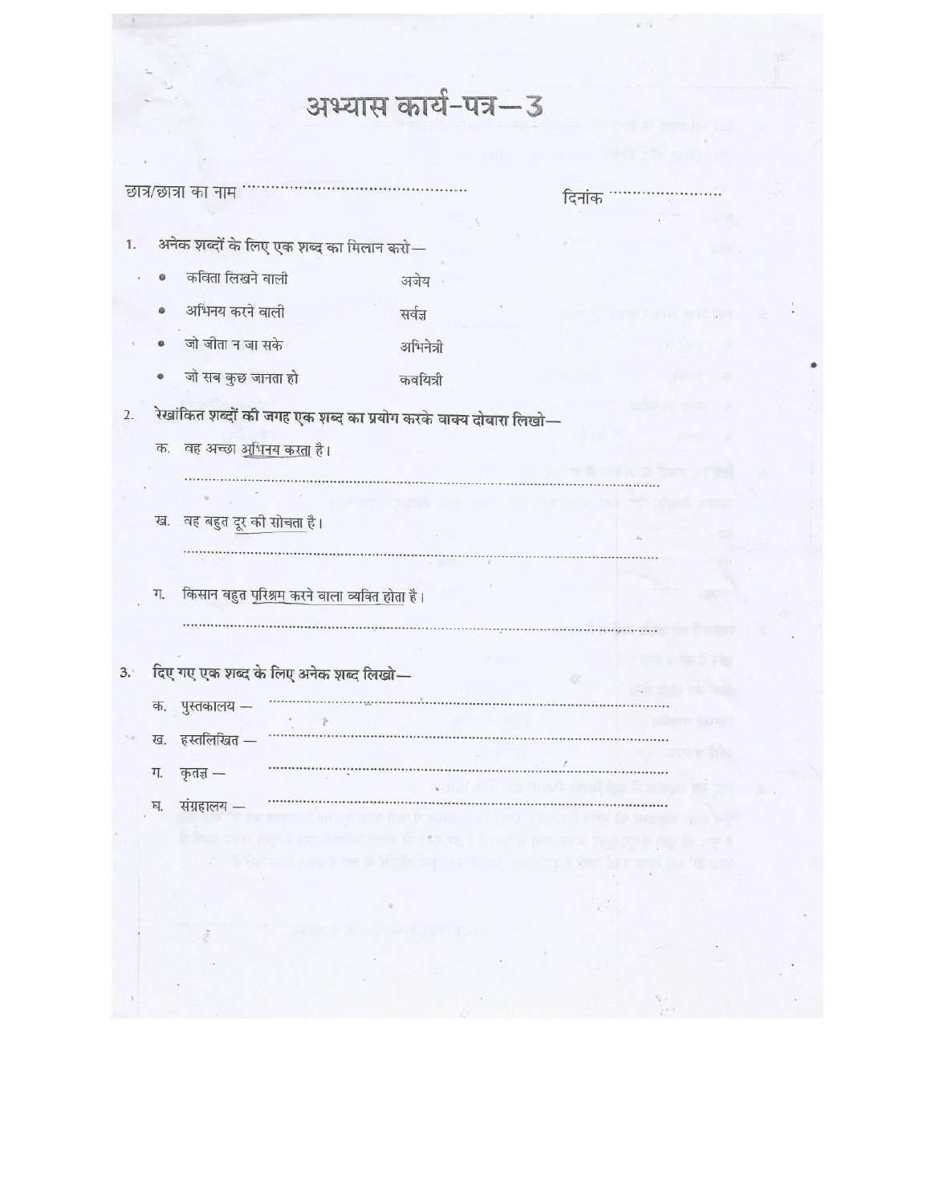# अभ्यास कार्य-पत्र—3

छात्र/छात्रा का नाम ............................................ दिनांक ......................

1. अनेक शब्दों के लिए एक शब्द का मिलान करो—

| | |
|---|---|
| • कविता लिखने वाली | अजेय |
| • अभिनय करने वाली | सर्वज्ञ |
| • जो जीता न जा सके | अभिनेत्री |
| • जो सब कुछ जानता हो | कवयित्री |

2. रेखांकित शब्दों की जगह एक शब्द का प्रयोग करके वाक्य दोबारा लिखो—

   क. वह अच्छा <u>अभिनय करता</u> है।

   ......................................................................................................................

   ख. वह बहुत <u>दूर की सोचता</u> है।

   ......................................................................................................................

   ग. किसान बहुत <u>परिश्रम करने वाला व्यक्ति</u> होता है।

   ......................................................................................................................

3. दिए गए एक शब्द के लिए अनेक शब्द लिखो—

   क. पुस्तकालय — ..............................................................................................

   ख. हस्तलिखित — ..............................................................................................

   ग. कृतज्ञ — ..............................................................................................

   घ. संग्रहालय — ..............................................................................................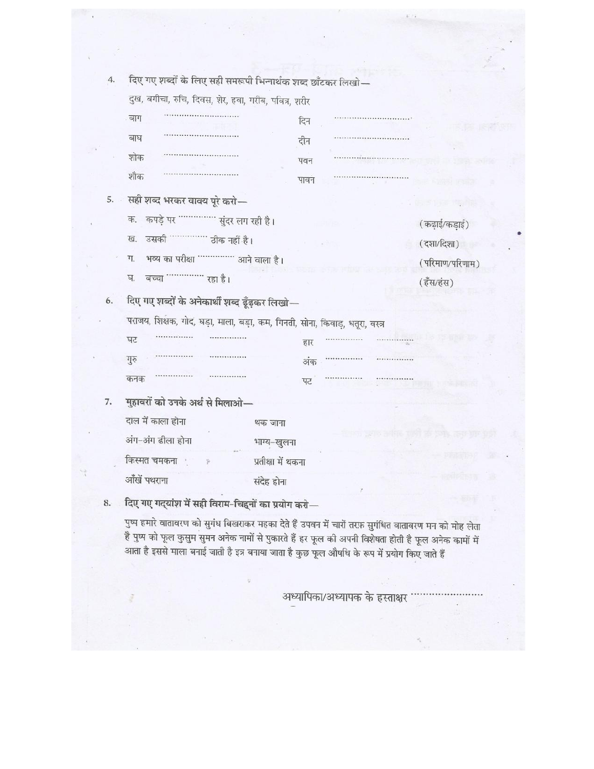4. दिए गए शब्दों के लिए सही समरूपी भिन्नार्थक शब्द छाँटकर लिखो—

दुख, बगीचा, रुचि, दिवस, शेर, हवा, गरीब, पवित्र, शरीर

| | | | |
|---|---|---|---|
| बाग | .............................. | दिन | .............................. |
| बाघ | .............................. | दीन | .............................. |
| शोक | .............................. | पवन | .............................. |
| शौक | .............................. | पावन | .............................. |

5. सही शब्द भरकर वाक्य पूरे करो—

क. कपड़े पर .............. सुंदर लग रही है। (कढ़ाई/कड़ाई)

ख. उसकी .............. ठीक नहीं है। (दशा/दिशा)

ग. भव्य का परीक्षा .............. आने वाला है। (परिमाण/परिणाम)

घ. बच्चा .............. रहा है। (हँस/हंस)

6. दिए गए शब्दों के अनेकार्थी शब्द ढूँढ़कर लिखो—

पराजय, शिक्षक, गोद, घड़ा, माला, बड़ा, कम, गिनती, सोना, किवाड़, धतूरा, वस्त्र

| | | | | | |
|---|---|---|---|---|---|
| घट | ............... | ............... | हार | ............... | ............... |
| गुरु | ............... | ............... | अंक | ............... | ............... |
| कनक | ............... | ............... | पट | ............... | ............... |

7. मुहावरों को उनके अर्थ से मिलाओ—

| | |
|---|---|
| दाल में काला होना | थक जाना |
| अंग-अंग ढीला होना | भाग्य-खुलना |
| किस्मत चमकना | प्रतीक्षा में थकना |
| आँखें पथराना | संदेह होना |

8. दिए गए गद्यांश में सही विराम-चिह्नों का प्रयोग करो—

पुष्प हमारे वातावरण को सुगंध बिखराकर महका देते हैं उपवन में चारों तरफ़ सुगंधित वातावरण मन को मोह लेता है पुष्प को फूल कुसुम सुमन अनेक नामों से पुकारते हैं हर फूल की अपनी विशेषता होती है फूल अनेक कामों में आता है इससे माला बनाई जाती है इत्र बनाया जाता है कुछ फूल औषधि के रूप में प्रयोग किए जाते हैं

अध्यापिका/अध्यापक के हस्ताक्षर ........................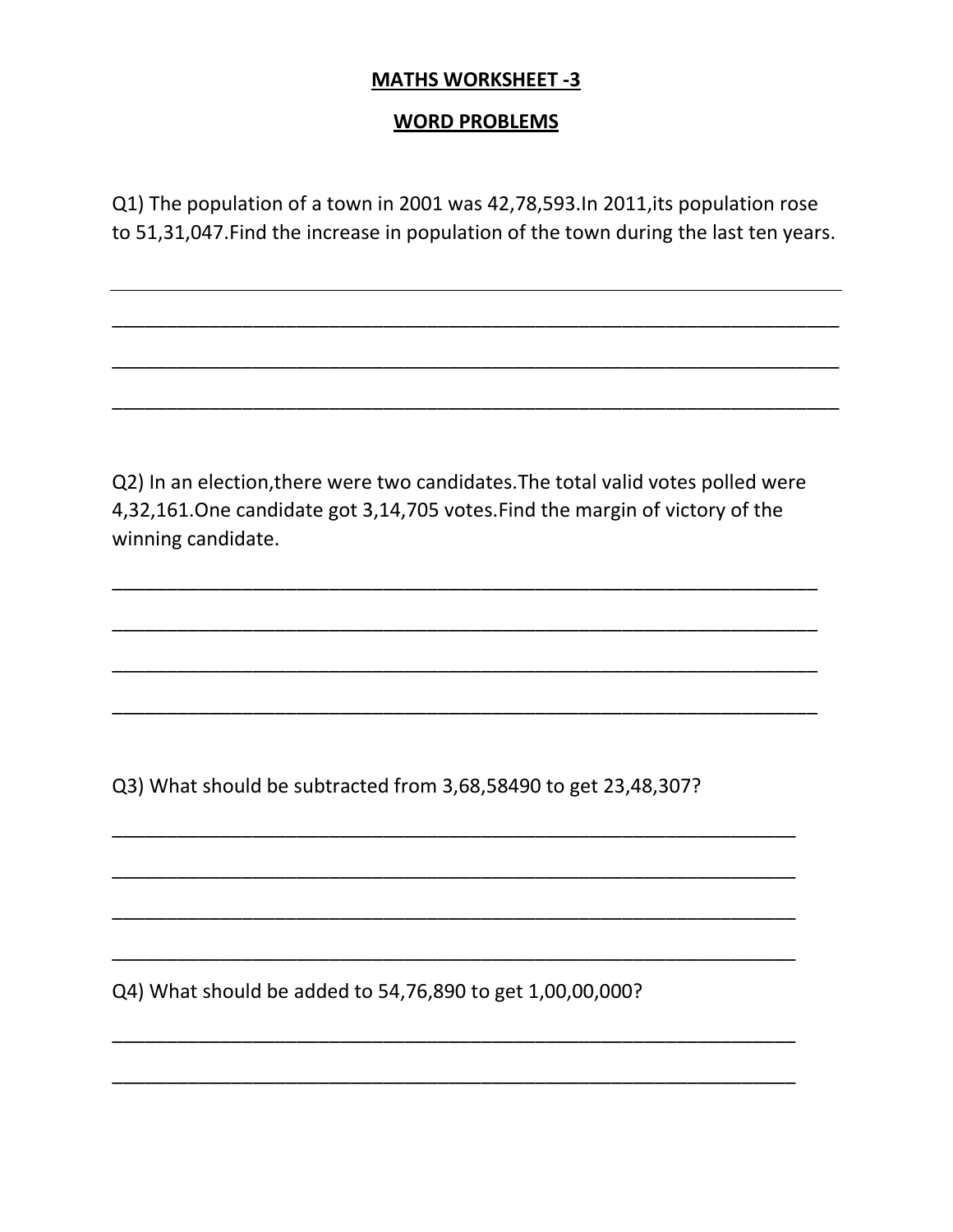**MATHS WORKSHEET -3**

**WORD PROBLEMS**

Q1) The population of a town in 2001 was 42,78,593.In 2011,its population rose to 51,31,047.Find the increase in population of the town during the last ten years.

______________________________________________________________________

______________________________________________________________________

______________________________________________________________________

______________________________________________________________________

Q2) In an election,there were two candidates.The total valid votes polled were 4,32,161.One candidate got 3,14,705 votes.Find the margin of victory of the winning candidate.

______________________________________________________________________

______________________________________________________________________

______________________________________________________________________

______________________________________________________________________

Q3) What should be subtracted from 3,68,58490 to get 23,48,307?

______________________________________________________________________

______________________________________________________________________

______________________________________________________________________

______________________________________________________________________

Q4) What should be added to 54,76,890 to get 1,00,00,000?

______________________________________________________________________

______________________________________________________________________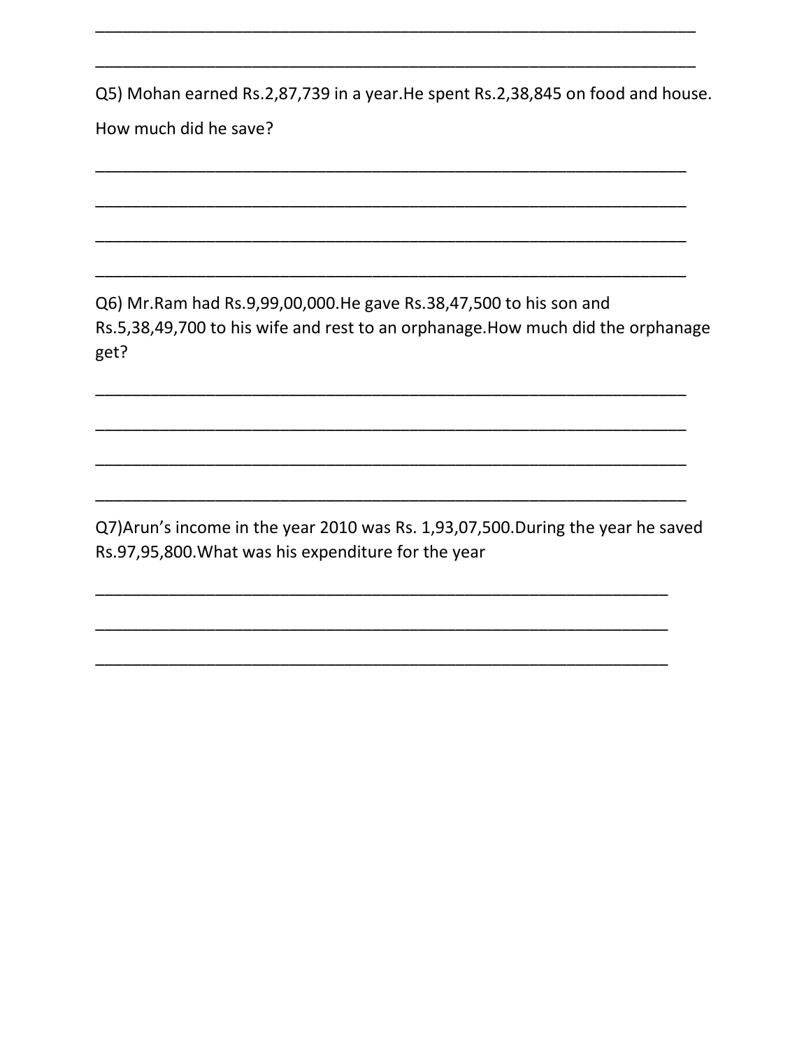______________________________________________________________________

______________________________________________________________________

Q5) Mohan earned Rs.2,87,739 in a year.He spent Rs.2,38,845 on food and house.

How much did he save?

______________________________________________________________________

______________________________________________________________________

______________________________________________________________________

______________________________________________________________________

Q6) Mr.Ram had Rs.9,99,00,000.He gave Rs.38,47,500 to his son and Rs.5,38,49,700 to his wife and rest to an orphanage.How much did the orphanage get?

______________________________________________________________________

______________________________________________________________________

______________________________________________________________________

______________________________________________________________________

Q7)Arun's income in the year 2010 was Rs. 1,93,07,500.During the year he saved Rs.97,95,800.What was his expenditure for the year

______________________________________________________________________

______________________________________________________________________

______________________________________________________________________